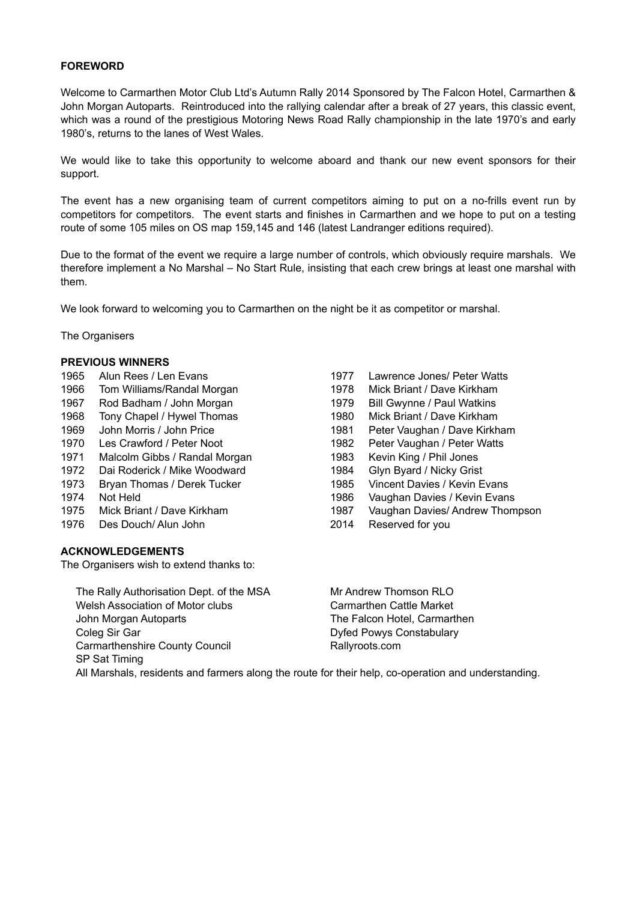## FOREWORD

Welcome to Carmarthen Motor Club Ltd's Autumn Rally 2014 Sponsored by The Falcon Hotel, Carmarthen & John Morgan Autoparts. Reintroduced into the rallying calendar after a break of 27 years, this classic event, which was a round of the prestigious Motoring News Road Rally championship in the late 1970's and early 1980's, returns to the lanes of West Wales.

We would like to take this opportunity to welcome aboard and thank our new event sponsors for their support.

The event has a new organising team of current competitors aiming to put on a no-frills event run by competitors for competitors. The event starts and finishes in Carmarthen and we hope to put on a testing route of some 105 miles on OS map 159,145 and 146 (latest Landranger editions required).

Due to the format of the event we require a large number of controls, which obviously require marshals. We therefore implement a No Marshal – No Start Rule, insisting that each crew brings at least one marshal with them.

We look forward to welcoming you to Carmarthen on the night be it as competitor or marshal.

The Organisers

## PREVIOUS WINNERS

| Year | Winners |
|---|---|
| 1965 | Alun Rees / Len Evans |
| 1966 | Tom Williams/Randal Morgan |
| 1967 | Rod Badham / John Morgan |
| 1968 | Tony Chapel / Hywel Thomas |
| 1969 | John Morris / John Price |
| 1970 | Les Crawford / Peter Noot |
| 1971 | Malcolm Gibbs / Randal Morgan |
| 1972 | Dai Roderick / Mike Woodward |
| 1973 | Bryan Thomas / Derek Tucker |
| 1974 | Not Held |
| 1975 | Mick Briant / Dave Kirkham |
| 1976 | Des Douch/ Alun John |
| 1977 | Lawrence Jones/ Peter Watts |
| 1978 | Mick Briant / Dave Kirkham |
| 1979 | Bill Gwynne / Paul Watkins |
| 1980 | Mick Briant / Dave Kirkham |
| 1981 | Peter Vaughan / Dave Kirkham |
| 1982 | Peter Vaughan / Peter Watts |
| 1983 | Kevin King / Phil Jones |
| 1984 | Glyn Byard / Nicky Grist |
| 1985 | Vincent Davies / Kevin Evans |
| 1986 | Vaughan Davies / Kevin Evans |
| 1987 | Vaughan Davies/ Andrew Thompson |
| 2014 | Reserved for you |

## ACKNOWLEDGEMENTS

The Organisers wish to extend thanks to:

- The Rally Authorisation Dept. of the MSA
- Welsh Association of Motor clubs
- John Morgan Autoparts
- Coleg Sir Gar
- Carmarthenshire County Council
- SP Sat Timing
- Mr Andrew Thomson RLO
- Carmarthen Cattle Market
- The Falcon Hotel, Carmarthen
- Dyfed Powys Constabulary
- Rallyroots.com

All Marshals, residents and farmers along the route for their help, co-operation and understanding.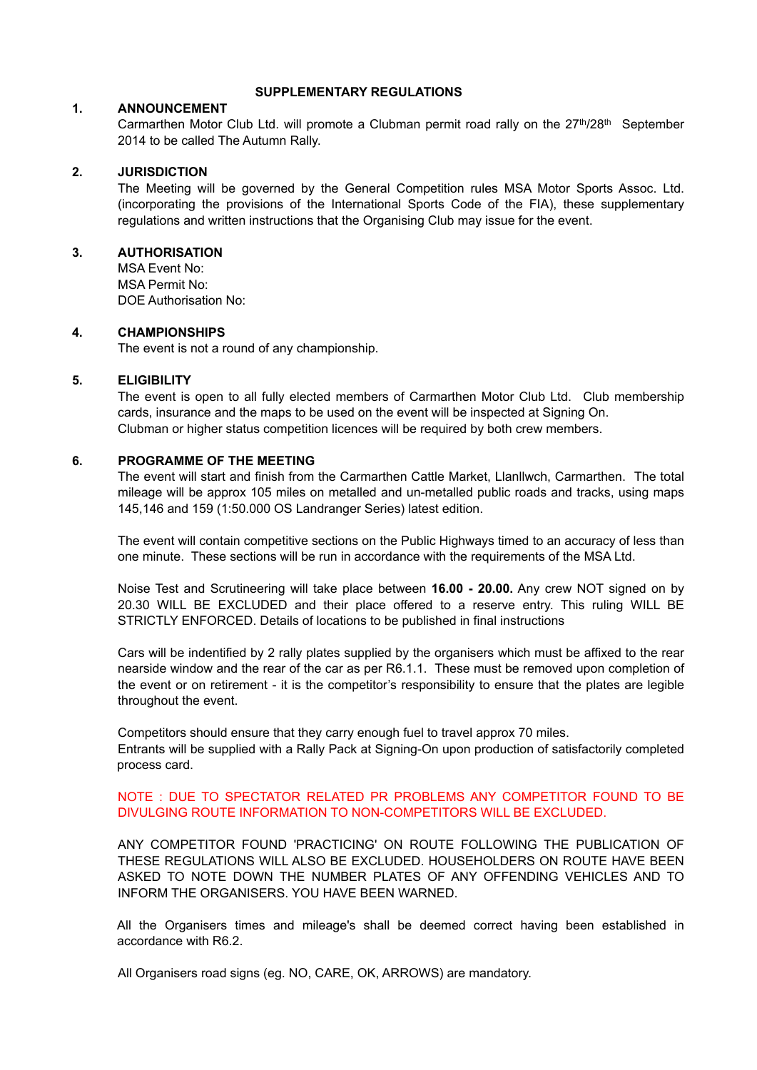# SUPPLEMENTARY REGULATIONS

## 1. ANNOUNCEMENT

Carmarthen Motor Club Ltd. will promote a Clubman permit road rally on the 27th/28th September 2014 to be called The Autumn Rally.

## 2. JURISDICTION

The Meeting will be governed by the General Competition rules MSA Motor Sports Assoc. Ltd. (incorporating the provisions of the International Sports Code of the FIA), these supplementary regulations and written instructions that the Organising Club may issue for the event.

## 3. AUTHORISATION

MSA Event No:
MSA Permit No:
DOE Authorisation No:

## 4. CHAMPIONSHIPS

The event is not a round of any championship.

## 5. ELIGIBILITY

The event is open to all fully elected members of Carmarthen Motor Club Ltd. Club membership cards, insurance and the maps to be used on the event will be inspected at Signing On.
Clubman or higher status competition licences will be required by both crew members.

## 6. PROGRAMME OF THE MEETING

The event will start and finish from the Carmarthen Cattle Market, Llanllwch, Carmarthen. The total mileage will be approx 105 miles on metalled and un-metalled public roads and tracks, using maps 145,146 and 159 (1:50.000 OS Landranger Series) latest edition.

The event will contain competitive sections on the Public Highways timed to an accuracy of less than one minute. These sections will be run in accordance with the requirements of the MSA Ltd.

Noise Test and Scrutineering will take place between **16.00 - 20.00.** Any crew NOT signed on by 20.30 WILL BE EXCLUDED and their place offered to a reserve entry. This ruling WILL BE STRICTLY ENFORCED. Details of locations to be published in final instructions

Cars will be indentified by 2 rally plates supplied by the organisers which must be affixed to the rear nearside window and the rear of the car as per R6.1.1. These must be removed upon completion of the event or on retirement - it is the competitor's responsibility to ensure that the plates are legible throughout the event.

Competitors should ensure that they carry enough fuel to travel approx 70 miles.
Entrants will be supplied with a Rally Pack at Signing-On upon production of satisfactorily completed process card.

NOTE : DUE TO SPECTATOR RELATED PR PROBLEMS ANY COMPETITOR FOUND TO BE DIVULGING ROUTE INFORMATION TO NON-COMPETITORS WILL BE EXCLUDED.

ANY COMPETITOR FOUND 'PRACTICING' ON ROUTE FOLLOWING THE PUBLICATION OF THESE REGULATIONS WILL ALSO BE EXCLUDED. HOUSEHOLDERS ON ROUTE HAVE BEEN ASKED TO NOTE DOWN THE NUMBER PLATES OF ANY OFFENDING VEHICLES AND TO INFORM THE ORGANISERS. YOU HAVE BEEN WARNED.

All the Organisers times and mileage's shall be deemed correct having been established in accordance with R6.2.

All Organisers road signs (eg. NO, CARE, OK, ARROWS) are mandatory.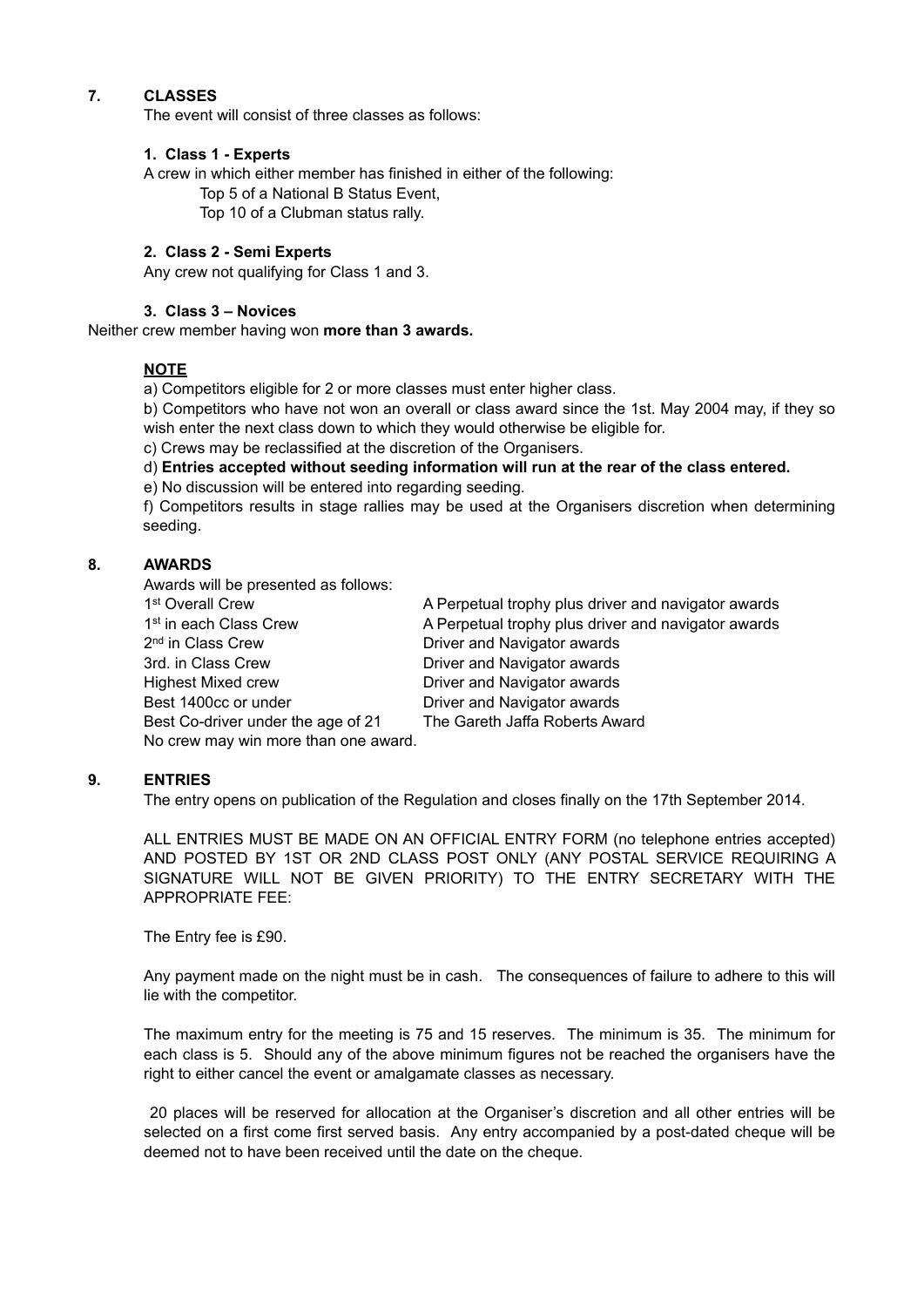## 7. CLASSES

The event will consist of three classes as follows:

**1. Class 1 - Experts**

A crew in which either member has finished in either of the following:

Top 5 of a National B Status Event,
Top 10 of a Clubman status rally.

**2. Class 2 - Semi Experts**

Any crew not qualifying for Class 1 and 3.

**3. Class 3 – Novices**

Neither crew member having won **more than 3 awards.**

**NOTE**

a) Competitors eligible for 2 or more classes must enter higher class.

b) Competitors who have not won an overall or class award since the 1st. May 2004 may, if they so wish enter the next class down to which they would otherwise be eligible for.

c) Crews may be reclassified at the discretion of the Organisers.

d) **Entries accepted without seeding information will run at the rear of the class entered.**

e) No discussion will be entered into regarding seeding.

f) Competitors results in stage rallies may be used at the Organisers discretion when determining seeding.

## 8. AWARDS

Awards will be presented as follows:

| | |
|---|---|
| 1st Overall Crew | A Perpetual trophy plus driver and navigator awards |
| 1st in each Class Crew | A Perpetual trophy plus driver and navigator awards |
| 2nd in Class Crew | Driver and Navigator awards |
| 3rd. in Class Crew | Driver and Navigator awards |
| Highest Mixed crew | Driver and Navigator awards |
| Best 1400cc or under | Driver and Navigator awards |
| Best Co-driver under the age of 21 | The Gareth Jaffa Roberts Award |

No crew may win more than one award.

## 9. ENTRIES

The entry opens on publication of the Regulation and closes finally on the 17th September 2014.

ALL ENTRIES MUST BE MADE ON AN OFFICIAL ENTRY FORM (no telephone entries accepted) AND POSTED BY 1ST OR 2ND CLASS POST ONLY (ANY POSTAL SERVICE REQUIRING A SIGNATURE WILL NOT BE GIVEN PRIORITY) TO THE ENTRY SECRETARY WITH THE APPROPRIATE FEE:

The Entry fee is £90.

Any payment made on the night must be in cash. The consequences of failure to adhere to this will lie with the competitor.

The maximum entry for the meeting is 75 and 15 reserves. The minimum is 35. The minimum for each class is 5. Should any of the above minimum figures not be reached the organisers have the right to either cancel the event or amalgamate classes as necessary.

20 places will be reserved for allocation at the Organiser's discretion and all other entries will be selected on a first come first served basis. Any entry accompanied by a post-dated cheque will be deemed not to have been received until the date on the cheque.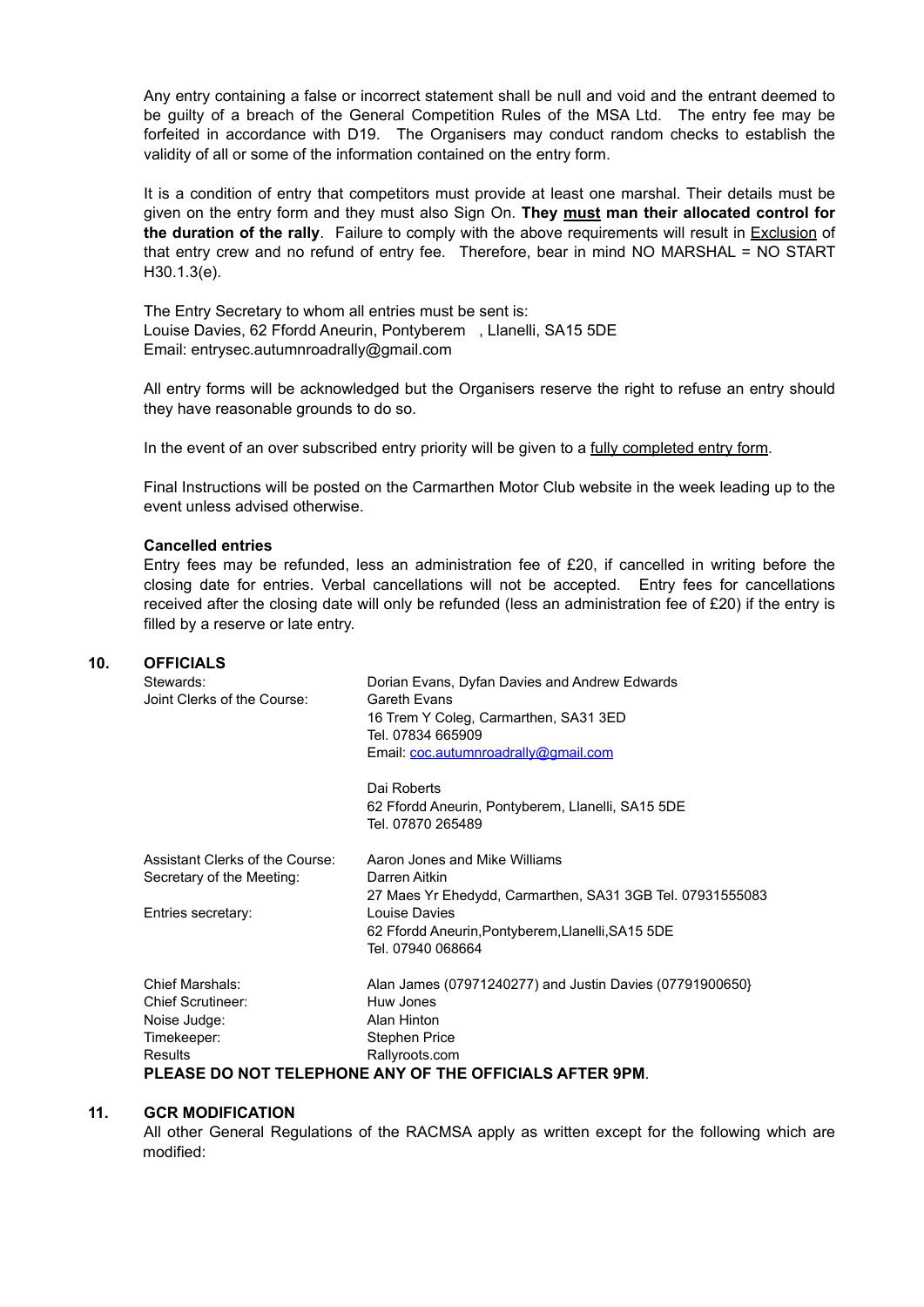Any entry containing a false or incorrect statement shall be null and void and the entrant deemed to be guilty of a breach of the General Competition Rules of the MSA Ltd. The entry fee may be forfeited in accordance with D19. The Organisers may conduct random checks to establish the validity of all or some of the information contained on the entry form.

It is a condition of entry that competitors must provide at least one marshal. Their details must be given on the entry form and they must also Sign On. **They must man their allocated control for the duration of the rally**. Failure to comply with the above requirements will result in Exclusion of that entry crew and no refund of entry fee. Therefore, bear in mind NO MARSHAL = NO START H30.1.3(e).

The Entry Secretary to whom all entries must be sent is:
Louise Davies, 62 Ffordd Aneurin, Pontyberem , Llanelli, SA15 5DE
Email: entrysec.autumnroadrally@gmail.com

All entry forms will be acknowledged but the Organisers reserve the right to refuse an entry should they have reasonable grounds to do so.

In the event of an over subscribed entry priority will be given to a fully completed entry form.

Final Instructions will be posted on the Carmarthen Motor Club website in the week leading up to the event unless advised otherwise.

**Cancelled entries**

Entry fees may be refunded, less an administration fee of £20, if cancelled in writing before the closing date for entries. Verbal cancellations will not be accepted. Entry fees for cancellations received after the closing date will only be refunded (less an administration fee of £20) if the entry is filled by a reserve or late entry.

## 10. OFFICIALS

| | |
|---|---|
| Stewards: | Dorian Evans, Dyfan Davies and Andrew Edwards |
| Joint Clerks of the Course: | Gareth Evans<br>16 Trem Y Coleg, Carmarthen, SA31 3ED<br>Tel. 07834 665909<br>Email: coc.autumnroadrally@gmail.com |
| | Dai Roberts<br>62 Ffordd Aneurin, Pontyberem, Llanelli, SA15 5DE<br>Tel. 07870 265489 |
| Assistant Clerks of the Course: | Aaron Jones and Mike Williams |
| Secretary of the Meeting: | Darren Aitkin<br>27 Maes Yr Ehedydd, Carmarthen, SA31 3GB Tel. 07931555083 |
| Entries secretary: | Louise Davies<br>62 Ffordd Aneurin,Pontyberem,Llanelli,SA15 5DE<br>Tel. 07940 068664 |
| Chief Marshals: | Alan James (07971240277) and Justin Davies (07791900650} |
| Chief Scrutineer: | Huw Jones |
| Noise Judge: | Alan Hinton |
| Timekeeper: | Stephen Price |
| Results | Rallyroots.com |

**PLEASE DO NOT TELEPHONE ANY OF THE OFFICIALS AFTER 9PM**.

## 11. GCR MODIFICATION

All other General Regulations of the RACMSA apply as written except for the following which are modified: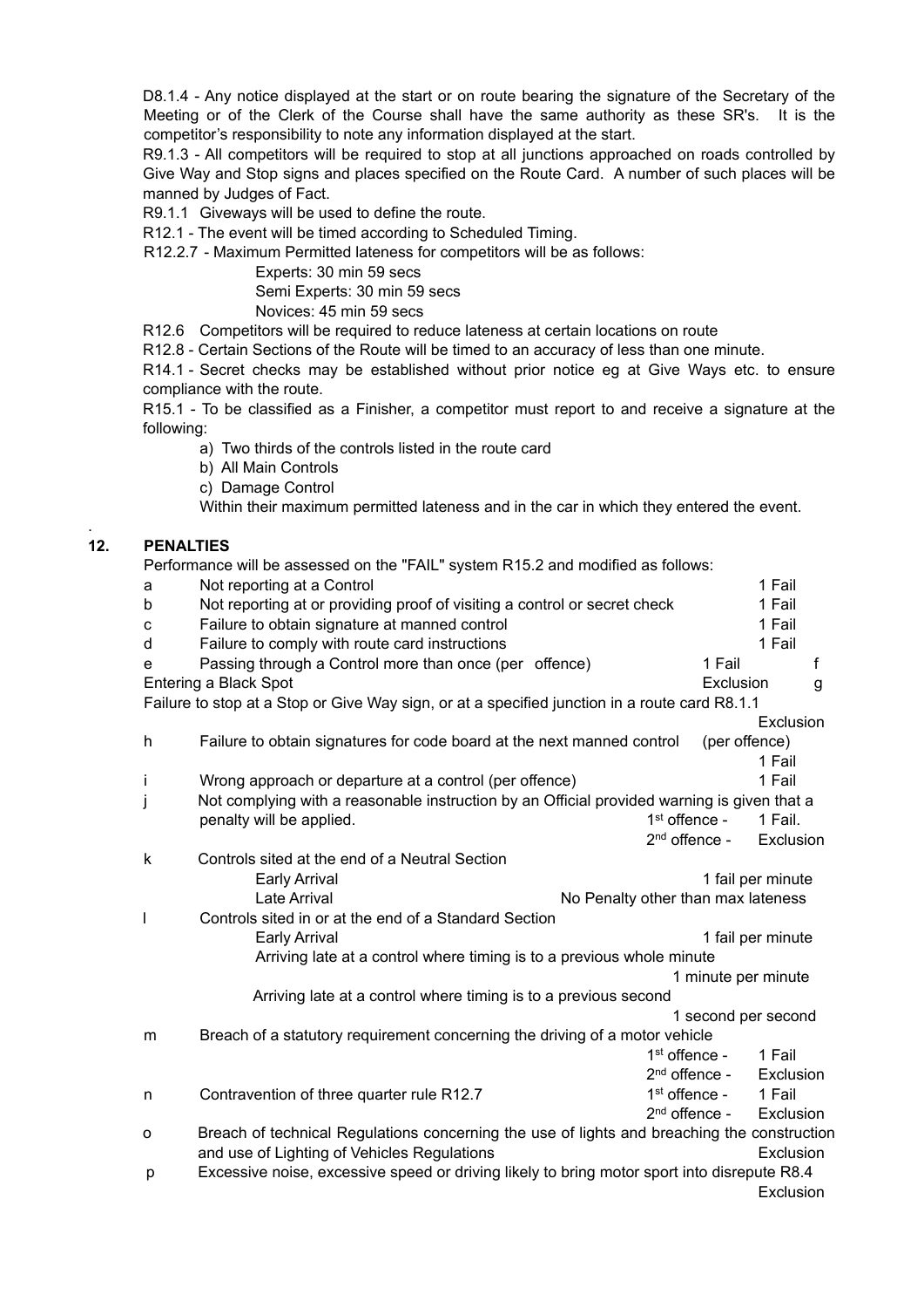D8.1.4 - Any notice displayed at the start or on route bearing the signature of the Secretary of the Meeting or of the Clerk of the Course shall have the same authority as these SR's. It is the competitor's responsibility to note any information displayed at the start.

R9.1.3 - All competitors will be required to stop at all junctions approached on roads controlled by Give Way and Stop signs and places specified on the Route Card. A number of such places will be manned by Judges of Fact.

R9.1.1 Giveways will be used to define the route.

R12.1 - The event will be timed according to Scheduled Timing.

R12.2.7 - Maximum Permitted lateness for competitors will be as follows:

Experts: 30 min 59 secs
Semi Experts: 30 min 59 secs
Novices: 45 min 59 secs

R12.6 Competitors will be required to reduce lateness at certain locations on route

R12.8 - Certain Sections of the Route will be timed to an accuracy of less than one minute.

R14.1 - Secret checks may be established without prior notice eg at Give Ways etc. to ensure compliance with the route.

R15.1 - To be classified as a Finisher, a competitor must report to and receive a signature at the following:

a) Two thirds of the controls listed in the route card
b) All Main Controls
c) Damage Control

Within their maximum permitted lateness and in the car in which they entered the event.

## 12. PENALTIES

Performance will be assessed on the "FAIL" system R15.2 and modified as follows:

| | | | |
|---|---|---|---|
| a | Not reporting at a Control | | 1 Fail |
| b | Not reporting at or providing proof of visiting a control or secret check | | 1 Fail |
| c | Failure to obtain signature at manned control | | 1 Fail |
| d | Failure to comply with route card instructions | | 1 Fail |
| e | Passing through a Control more than once (per offence) | | 1 Fail |
| f | Entering a Black Spot | | Exclusion |
| g | Failure to stop at a Stop or Give Way sign, or at a specified junction in a route card R8.1.1 | | Exclusion |
| h | Failure to obtain signatures for code board at the next manned control (per offence) | | 1 Fail |
| i | Wrong approach or departure at a control (per offence) | | 1 Fail |
| j | Not complying with a reasonable instruction by an Official provided warning is given that a penalty will be applied. | 1st offence - | 1 Fail. |
| | | 2nd offence - | Exclusion |
| k | Controls sited at the end of a Neutral Section | | |
| | Early Arrival | | 1 fail per minute |
| | Late Arrival | | No Penalty other than max lateness |
| l | Controls sited in or at the end of a Standard Section | | |
| | Early Arrival | | 1 fail per minute |
| | Arriving late at a control where timing is to a previous whole minute | | 1 minute per minute |
| | Arriving late at a control where timing is to a previous second | | 1 second per second |
| m | Breach of a statutory requirement concerning the driving of a motor vehicle | 1st offence - | 1 Fail |
| | | 2nd offence - | Exclusion |
| n | Contravention of three quarter rule R12.7 | 1st offence - | 1 Fail |
| | | 2nd offence - | Exclusion |
| o | Breach of technical Regulations concerning the use of lights and breaching the construction and use of Lighting of Vehicles Regulations | | Exclusion |
| p | Excessive noise, excessive speed or driving likely to bring motor sport into disrepute R8.4 | | Exclusion |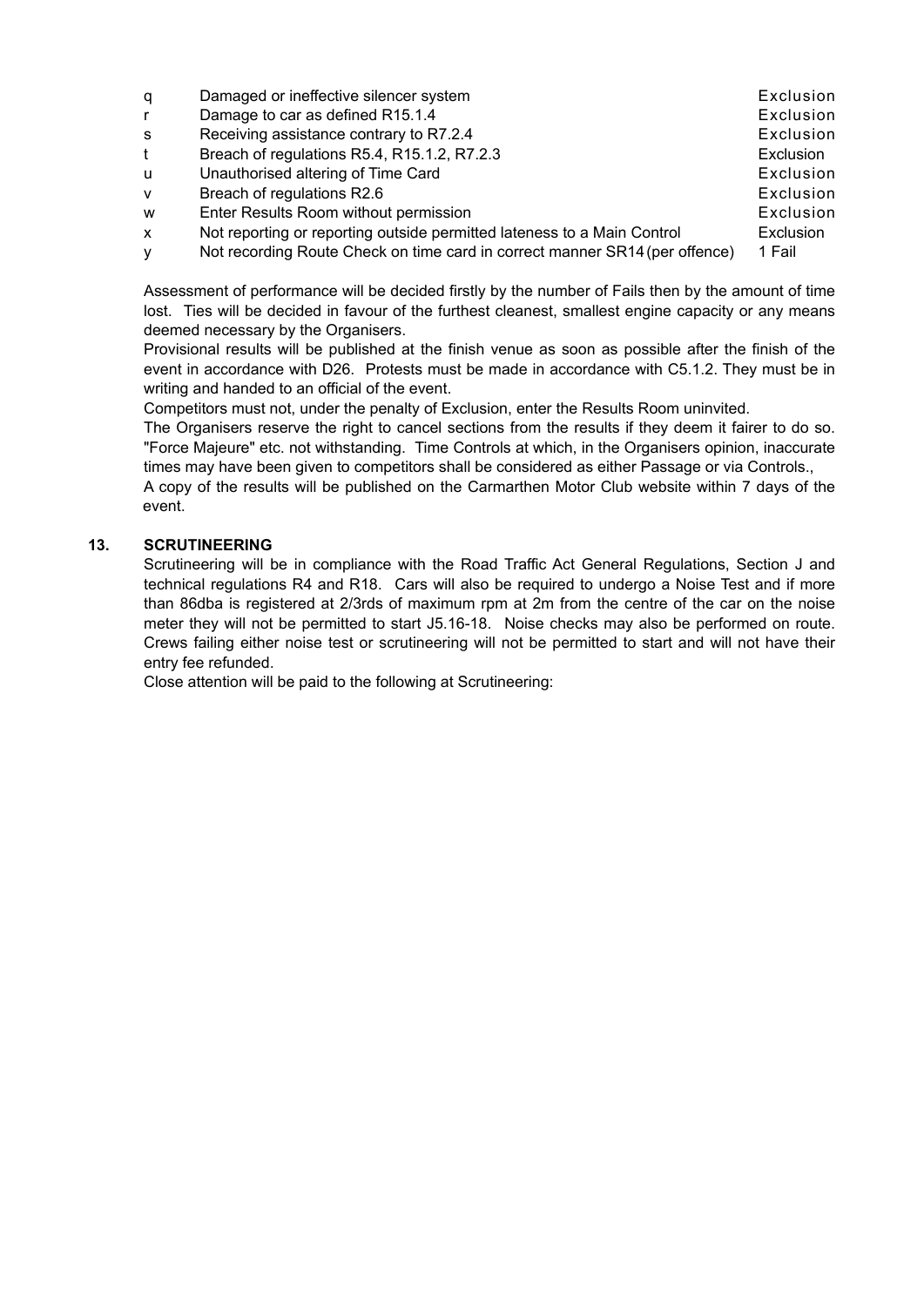| | | |
|---|---|---|
| q | Damaged or ineffective silencer system | Exclusion |
| r | Damage to car as defined R15.1.4 | Exclusion |
| s | Receiving assistance contrary to R7.2.4 | Exclusion |
| t | Breach of regulations R5.4, R15.1.2, R7.2.3 | Exclusion |
| u | Unauthorised altering of Time Card | Exclusion |
| v | Breach of regulations R2.6 | Exclusion |
| w | Enter Results Room without permission | Exclusion |
| x | Not reporting or reporting outside permitted lateness to a Main Control | Exclusion |
| y | Not recording Route Check on time card in correct manner SR14 (per offence) | 1 Fail |

Assessment of performance will be decided firstly by the number of Fails then by the amount of time lost. Ties will be decided in favour of the furthest cleanest, smallest engine capacity or any means deemed necessary by the Organisers.

Provisional results will be published at the finish venue as soon as possible after the finish of the event in accordance with D26. Protests must be made in accordance with C5.1.2. They must be in writing and handed to an official of the event.

Competitors must not, under the penalty of Exclusion, enter the Results Room uninvited.

The Organisers reserve the right to cancel sections from the results if they deem it fairer to do so. "Force Majeure" etc. not withstanding. Time Controls at which, in the Organisers opinion, inaccurate times may have been given to competitors shall be considered as either Passage or via Controls.,

A copy of the results will be published on the Carmarthen Motor Club website within 7 days of the event.

## 13. SCRUTINEERING

Scrutineering will be in compliance with the Road Traffic Act General Regulations, Section J and technical regulations R4 and R18. Cars will also be required to undergo a Noise Test and if more than 86dba is registered at 2/3rds of maximum rpm at 2m from the centre of the car on the noise meter they will not be permitted to start J5.16-18. Noise checks may also be performed on route. Crews failing either noise test or scrutineering will not be permitted to start and will not have their entry fee refunded.

Close attention will be paid to the following at Scrutineering: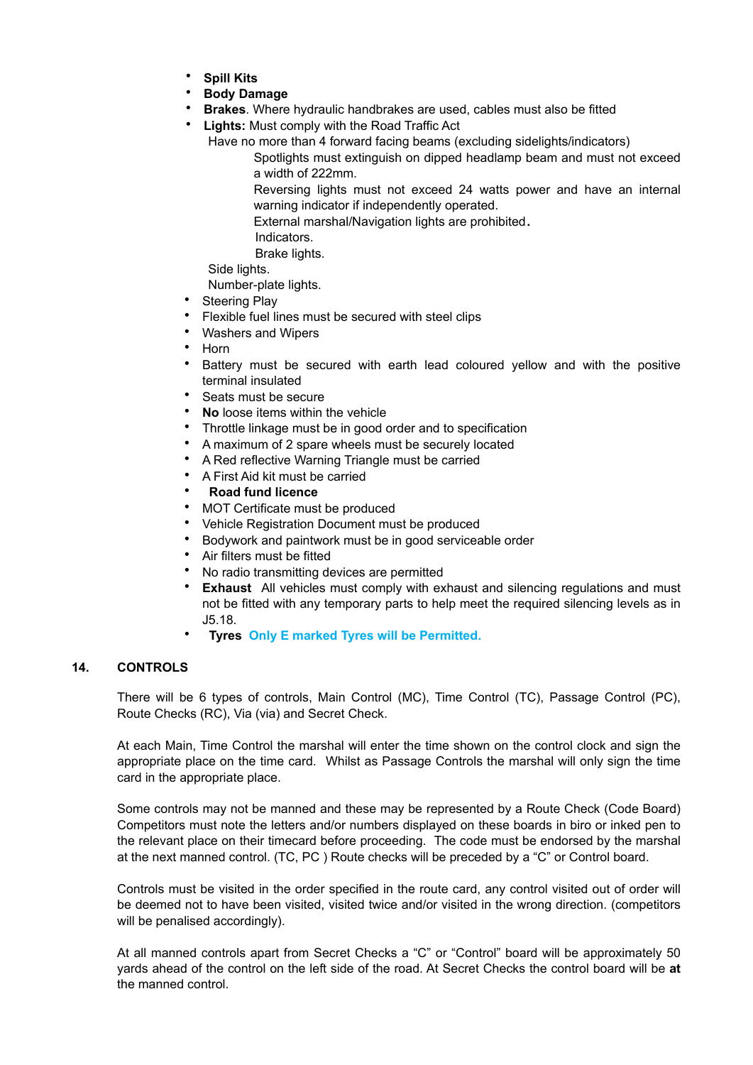- **Spill Kits**
- **Body Damage**
- **Brakes**. Where hydraulic handbrakes are used, cables must also be fitted
- **Lights:** Must comply with the Road Traffic Act

  Have no more than 4 forward facing beams (excluding sidelights/indicators)

  Spotlights must extinguish on dipped headlamp beam and must not exceed a width of 222mm.

  Reversing lights must not exceed 24 watts power and have an internal warning indicator if independently operated.

  External marshal/Navigation lights are prohibited.

  Indicators.

  Brake lights.

  Side lights.

  Number-plate lights.
- Steering Play
- Flexible fuel lines must be secured with steel clips
- Washers and Wipers
- Horn
- Battery must be secured with earth lead coloured yellow and with the positive terminal insulated
- Seats must be secure
- **No** loose items within the vehicle
- Throttle linkage must be in good order and to specification
- A maximum of 2 spare wheels must be securely located
- A Red reflective Warning Triangle must be carried
- A First Aid kit must be carried
- **Road fund licence**
- MOT Certificate must be produced
- Vehicle Registration Document must be produced
- Bodywork and paintwork must be in good serviceable order
- Air filters must be fitted
- No radio transmitting devices are permitted
- **Exhaust** All vehicles must comply with exhaust and silencing regulations and must not be fitted with any temporary parts to help meet the required silencing levels as in J5.18.
- **Tyres** **Only E marked Tyres will be Permitted.**

## 14. CONTROLS

There will be 6 types of controls, Main Control (MC), Time Control (TC), Passage Control (PC), Route Checks (RC), Via (via) and Secret Check.

At each Main, Time Control the marshal will enter the time shown on the control clock and sign the appropriate place on the time card. Whilst as Passage Controls the marshal will only sign the time card in the appropriate place.

Some controls may not be manned and these may be represented by a Route Check (Code Board) Competitors must note the letters and/or numbers displayed on these boards in biro or inked pen to the relevant place on their timecard before proceeding. The code must be endorsed by the marshal at the next manned control. (TC, PC ) Route checks will be preceded by a "C" or Control board.

Controls must be visited in the order specified in the route card, any control visited out of order will be deemed not to have been visited, visited twice and/or visited in the wrong direction. (competitors will be penalised accordingly).

At all manned controls apart from Secret Checks a "C" or "Control" board will be approximately 50 yards ahead of the control on the left side of the road. At Secret Checks the control board will be **at** the manned control.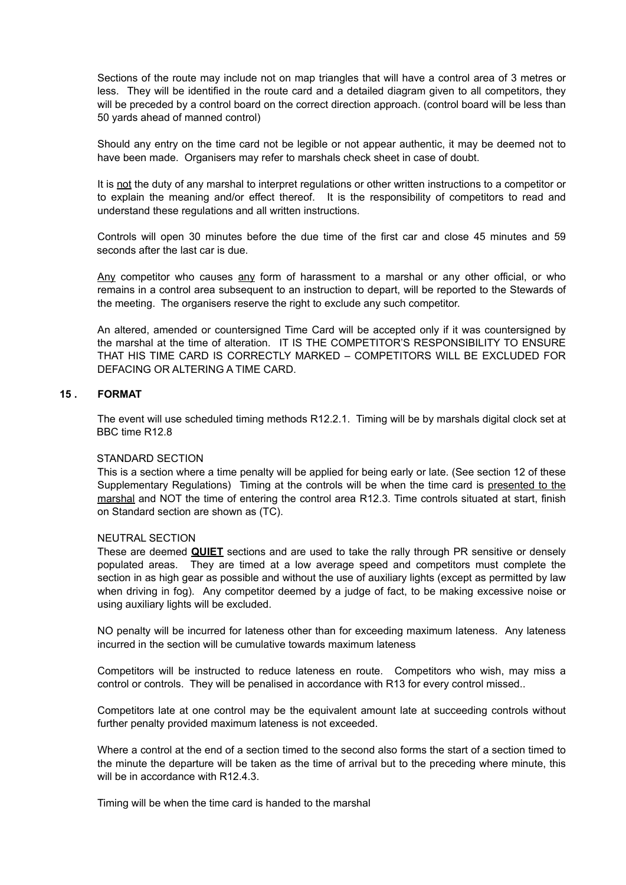Sections of the route may include not on map triangles that will have a control area of 3 metres or less. They will be identified in the route card and a detailed diagram given to all competitors, they will be preceded by a control board on the correct direction approach. (control board will be less than 50 yards ahead of manned control)

Should any entry on the time card not be legible or not appear authentic, it may be deemed not to have been made. Organisers may refer to marshals check sheet in case of doubt.

It is not the duty of any marshal to interpret regulations or other written instructions to a competitor or to explain the meaning and/or effect thereof. It is the responsibility of competitors to read and understand these regulations and all written instructions.

Controls will open 30 minutes before the due time of the first car and close 45 minutes and 59 seconds after the last car is due.

Any competitor who causes any form of harassment to a marshal or any other official, or who remains in a control area subsequent to an instruction to depart, will be reported to the Stewards of the meeting. The organisers reserve the right to exclude any such competitor.

An altered, amended or countersigned Time Card will be accepted only if it was countersigned by the marshal at the time of alteration. IT IS THE COMPETITOR'S RESPONSIBILITY TO ENSURE THAT HIS TIME CARD IS CORRECTLY MARKED – COMPETITORS WILL BE EXCLUDED FOR DEFACING OR ALTERING A TIME CARD.

## 15 . FORMAT

The event will use scheduled timing methods R12.2.1. Timing will be by marshals digital clock set at BBC time R12.8

STANDARD SECTION

This is a section where a time penalty will be applied for being early or late. (See section 12 of these Supplementary Regulations) Timing at the controls will be when the time card is presented to the marshal and NOT the time of entering the control area R12.3. Time controls situated at start, finish on Standard section are shown as (TC).

NEUTRAL SECTION

These are deemed **QUIET** sections and are used to take the rally through PR sensitive or densely populated areas. They are timed at a low average speed and competitors must complete the section in as high gear as possible and without the use of auxiliary lights (except as permitted by law when driving in fog). Any competitor deemed by a judge of fact, to be making excessive noise or using auxiliary lights will be excluded.

NO penalty will be incurred for lateness other than for exceeding maximum lateness. Any lateness incurred in the section will be cumulative towards maximum lateness

Competitors will be instructed to reduce lateness en route. Competitors who wish, may miss a control or controls. They will be penalised in accordance with R13 for every control missed..

Competitors late at one control may be the equivalent amount late at succeeding controls without further penalty provided maximum lateness is not exceeded.

Where a control at the end of a section timed to the second also forms the start of a section timed to the minute the departure will be taken as the time of arrival but to the preceding where minute, this will be in accordance with R12.4.3.

Timing will be when the time card is handed to the marshal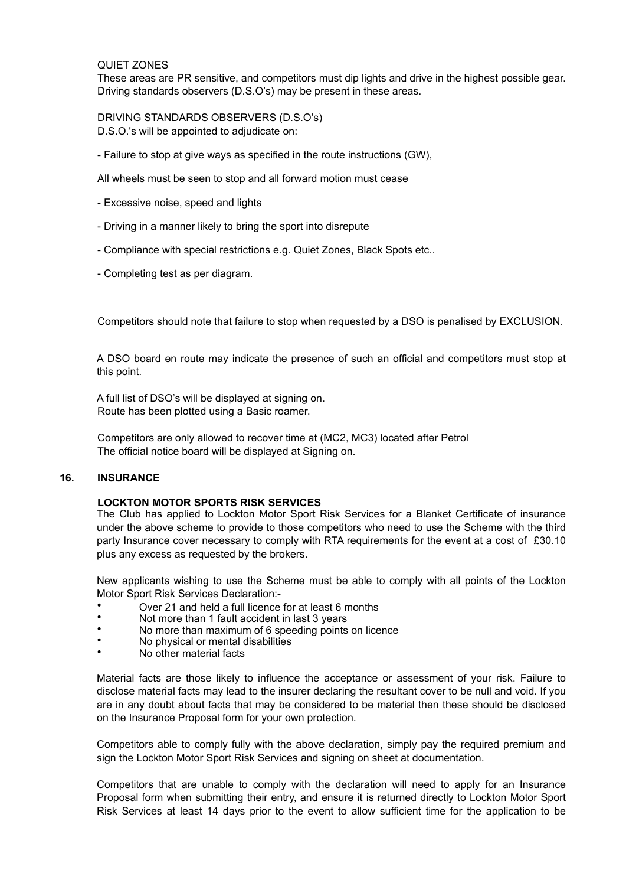QUIET ZONES

These areas are PR sensitive, and competitors must dip lights and drive in the highest possible gear. Driving standards observers (D.S.O's) may be present in these areas.

DRIVING STANDARDS OBSERVERS (D.S.O's)

D.S.O.'s will be appointed to adjudicate on:

- Failure to stop at give ways as specified in the route instructions (GW),

All wheels must be seen to stop and all forward motion must cease

- Excessive noise, speed and lights

- Driving in a manner likely to bring the sport into disrepute

- Compliance with special restrictions e.g. Quiet Zones, Black Spots etc..

- Completing test as per diagram.

Competitors should note that failure to stop when requested by a DSO is penalised by EXCLUSION.

A DSO board en route may indicate the presence of such an official and competitors must stop at this point.

A full list of DSO's will be displayed at signing on.
Route has been plotted using a Basic roamer.

Competitors are only allowed to recover time at (MC2, MC3) located after Petrol
The official notice board will be displayed at Signing on.

## 16. INSURANCE

**LOCKTON MOTOR SPORTS RISK SERVICES**

The Club has applied to Lockton Motor Sport Risk Services for a Blanket Certificate of insurance under the above scheme to provide to those competitors who need to use the Scheme with the third party Insurance cover necessary to comply with RTA requirements for the event at a cost of £30.10 plus any excess as requested by the brokers.

New applicants wishing to use the Scheme must be able to comply with all points of the Lockton Motor Sport Risk Services Declaration:-

- Over 21 and held a full licence for at least 6 months
- Not more than 1 fault accident in last 3 years
- No more than maximum of 6 speeding points on licence
- No physical or mental disabilities
- No other material facts

Material facts are those likely to influence the acceptance or assessment of your risk. Failure to disclose material facts may lead to the insurer declaring the resultant cover to be null and void. If you are in any doubt about facts that may be considered to be material then these should be disclosed on the Insurance Proposal form for your own protection.

Competitors able to comply fully with the above declaration, simply pay the required premium and sign the Lockton Motor Sport Risk Services and signing on sheet at documentation.

Competitors that are unable to comply with the declaration will need to apply for an Insurance Proposal form when submitting their entry, and ensure it is returned directly to Lockton Motor Sport Risk Services at least 14 days prior to the event to allow sufficient time for the application to be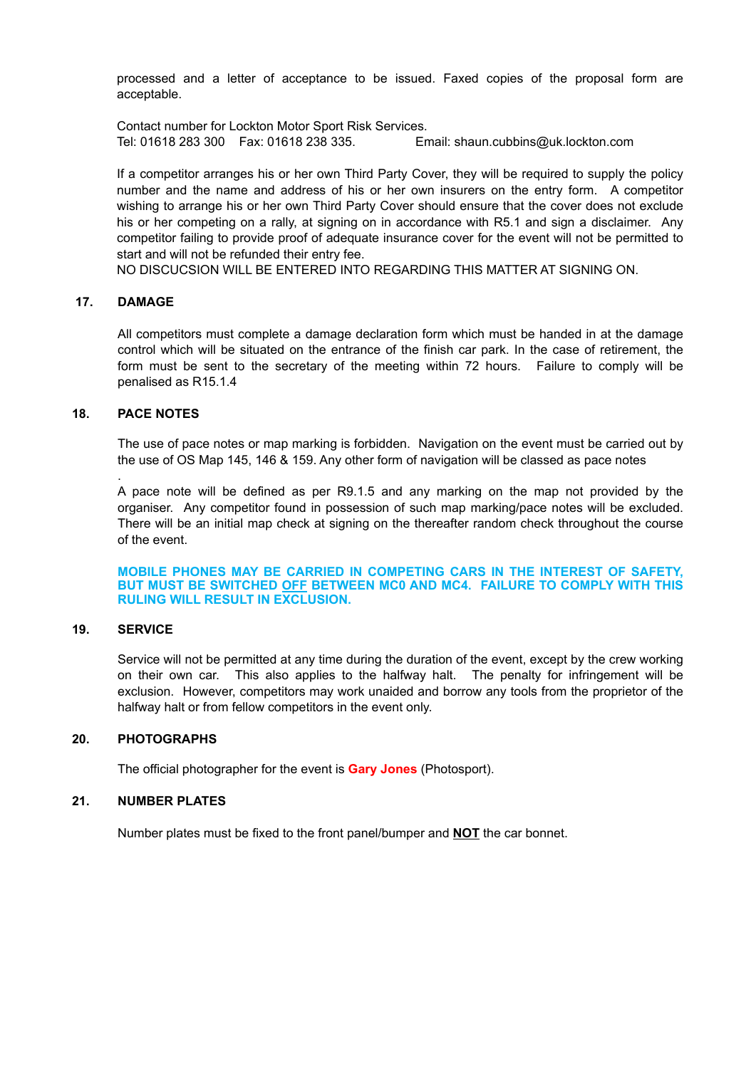processed and a letter of acceptance to be issued. Faxed copies of the proposal form are acceptable.

Contact number for Lockton Motor Sport Risk Services.
Tel: 01618 283 300  Fax: 01618 238 335.  Email: shaun.cubbins@uk.lockton.com

If a competitor arranges his or her own Third Party Cover, they will be required to supply the policy number and the name and address of his or her own insurers on the entry form. A competitor wishing to arrange his or her own Third Party Cover should ensure that the cover does not exclude his or her competing on a rally, at signing on in accordance with R5.1 and sign a disclaimer. Any competitor failing to provide proof of adequate insurance cover for the event will not be permitted to start and will not be refunded their entry fee.
NO DISCUCSION WILL BE ENTERED INTO REGARDING THIS MATTER AT SIGNING ON.

## 17. DAMAGE

All competitors must complete a damage declaration form which must be handed in at the damage control which will be situated on the entrance of the finish car park. In the case of retirement, the form must be sent to the secretary of the meeting within 72 hours. Failure to comply will be penalised as R15.1.4

## 18. PACE NOTES

The use of pace notes or map marking is forbidden. Navigation on the event must be carried out by the use of OS Map 145, 146 & 159. Any other form of navigation will be classed as pace notes
.
A pace note will be defined as per R9.1.5 and any marking on the map not provided by the organiser. Any competitor found in possession of such map marking/pace notes will be excluded. There will be an initial map check at signing on the thereafter random check throughout the course of the event.

**MOBILE PHONES MAY BE CARRIED IN COMPETING CARS IN THE INTEREST OF SAFETY, BUT MUST BE SWITCHED <u>OFF</u> BETWEEN MC0 AND MC4. FAILURE TO COMPLY WITH THIS RULING WILL RESULT IN EXCLUSION.**

## 19. SERVICE

Service will not be permitted at any time during the duration of the event, except by the crew working on their own car. This also applies to the halfway halt. The penalty for infringement will be exclusion. However, competitors may work unaided and borrow any tools from the proprietor of the halfway halt or from fellow competitors in the event only.

## 20. PHOTOGRAPHS

The official photographer for the event is **Gary Jones** (Photosport).

## 21. NUMBER PLATES

Number plates must be fixed to the front panel/bumper and **<u>NOT</u>** the car bonnet.